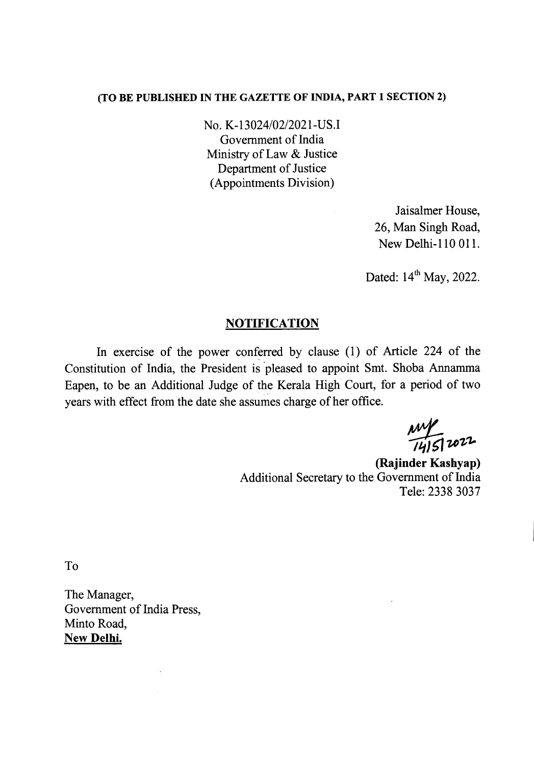**(TO BE PUBLISHED IN THE GAZETTE OF INDIA, PART 1 SECTION 2)**

No. K-13024/02/2021-US.I
Government of India
Ministry of Law & Justice
Department of Justice
(Appointments Division)

Jaisalmer House,
26, Man Singh Road,
New Delhi-110 011.

Dated: 14th May, 2022.

## NOTIFICATION

In exercise of the power conferred by clause (1) of Article 224 of the Constitution of India, the President is pleased to appoint Smt. Shoba Annamma Eapen, to be an Additional Judge of the Kerala High Court, for a period of two years with effect from the date she assumes charge of her office.

14/5/2022

**(Rajinder Kashyap)**
Additional Secretary to the Government of India
Tele: 2338 3037

To

The Manager,
Government of India Press,
Minto Road,
**New Delhi.**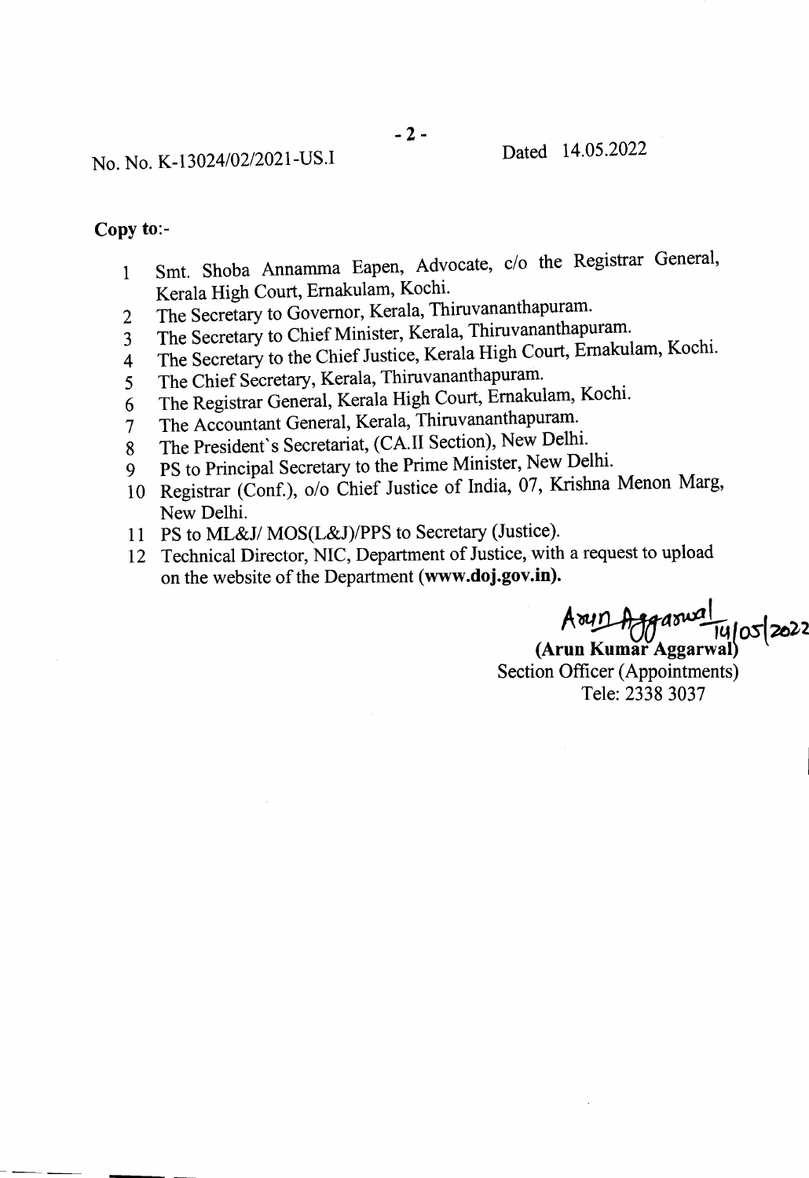No. No. K-13024/02/2021-US.I

Dated 14.05.2022

**Copy to**:-

1. Smt. Shoba Annamma Eapen, Advocate, c/o the Registrar General, Kerala High Court, Ernakulam, Kochi.
2. The Secretary to Governor, Kerala, Thiruvananthapuram.
3. The Secretary to Chief Minister, Kerala, Thiruvananthapuram.
4. The Secretary to the Chief Justice, Kerala High Court, Ernakulam, Kochi.
5. The Chief Secretary, Kerala, Thiruvananthapuram.
6. The Registrar General, Kerala High Court, Ernakulam, Kochi.
7. The Accountant General, Kerala, Thiruvananthapuram.
8. The President`s Secretariat, (CA.II Section), New Delhi.
9. PS to Principal Secretary to the Prime Minister, New Delhi.
10. Registrar (Conf.), o/o Chief Justice of India, 07, Krishna Menon Marg, New Delhi.
11. PS to ML&J/ MOS(L&J)/PPS to Secretary (Justice).
12. Technical Director, NIC, Department of Justice, with a request to upload on the website of the Department **(www.doj.gov.in).**

Arun Aggarwal 14/05/2022

**(Arun Kumar Aggarwal)**
Section Officer (Appointments)
Tele: 2338 3037